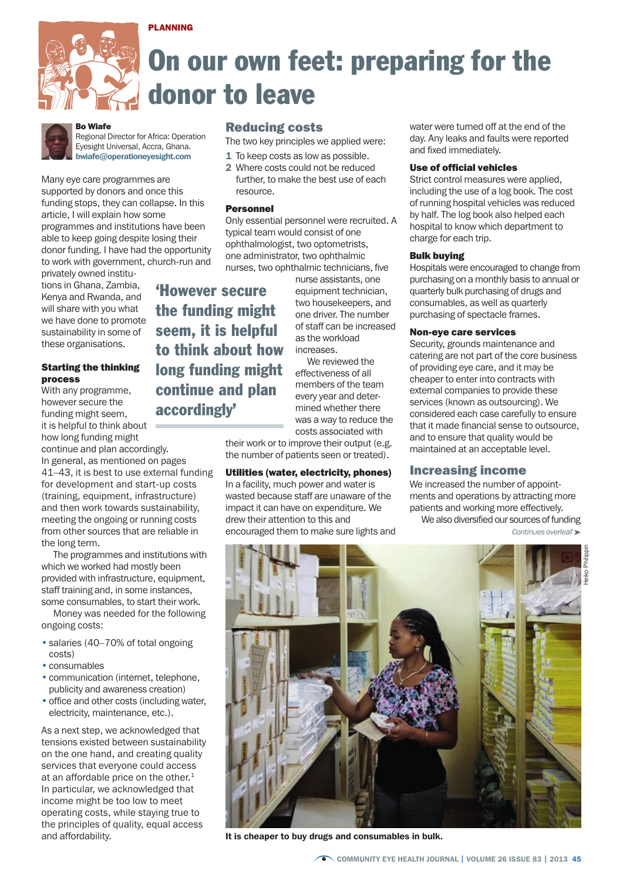PLANNING

# On our own feet: preparing for the donor to leave

**Bo Wiafe**
Regional Director for Africa: Operation Eyesight Universal, Accra, Ghana.
**bwiafe@operationeyesight.com**

Many eye care programmes are supported by donors and once this funding stops, they can collapse. In this article, I will explain how some programmes and institutions have been able to keep going despite losing their donor funding. I have had the opportunity to work with government, church-run and privately owned institutions in Ghana, Zambia, Kenya and Rwanda, and will share with you what we have done to promote sustainability in some of these organisations.

## Starting the thinking process

With any programme, however secure the funding might seem, it is helpful to think about how long funding might continue and plan accordingly.

> 'However secure the funding might seem, it is helpful to think about how long funding might continue and plan accordingly'

In general, as mentioned on pages 41–43, it is best to use external funding for development and start-up costs (training, equipment, infrastructure) and then work towards sustainability, meeting the ongoing or running costs from other sources that are reliable in the long term.

The programmes and institutions with which we worked with had mostly been provided with infrastructure, equipment, staff training and, in some instances, some consumables, to start their work.

Money was needed for the following ongoing costs:

- salaries (40–70% of total ongoing costs)
- consumables
- communication (internet, telephone, publicity and awareness creation)
- office and other costs (including water, electricity, maintenance, etc.).

As a next step, we acknowledged that tensions existed between sustainability on the one hand, and creating quality services that everyone could access at an affordable price on the other.[1] In particular, we acknowledged that income might be too low to meet operating costs, while staying true to the principles of quality, equal access and affordability.

## Reducing costs

The two key principles we applied were:

1. To keep costs as low as possible.
2. Where costs could not be reduced further, to make the best use of each resource.

### Personnel

Only essential personnel were recruited. A typical team would consist of one ophthalmologist, two optometrists, one administrator, two ophthalmic nurses, two ophthalmic technicians, five nurse assistants, one equipment technician, two housekeepers, and one driver. The number of staff can be increased as the workload increases.

We reviewed the effectiveness of all members of the team every year and determined whether there was a way to reduce the costs associated with their work or to improve their output (e.g. the number of patients seen or treated).

### Utilities (water, electricity, phones)

In a facility, much power and water is wasted because staff are unaware of the impact it can have on expenditure. We drew their attention to this and encouraged them to make sure lights and water were turned off at the end of the day. Any leaks and faults were reported and fixed immediately.

### Use of official vehicles

Strict control measures were applied, including the use of a log book. The cost of running hospital vehicles was reduced by half. The log book also helped each hospital to know which department to charge for each trip.

### Bulk buying

Hospitals were encouraged to change from purchasing on a monthly basis to annual or quarterly bulk purchasing of drugs and consumables, as well as quarterly purchasing of spectacle frames.

### Non-eye care services

Security, grounds maintenance and catering are not part of the core business of providing eye care, and it may be cheaper to enter into contracts with external companies to provide these services (known as outsourcing). We considered each case carefully to ensure that it made financial sense to outsource, and to ensure that quality would be maintained at an acceptable level.

## Increasing income

We increased the number of appointments and operations by attracting more patients and working more effectively.

We also diversified our sources of funding

*Continues overleaf*

It is cheaper to buy drugs and consumables in bulk.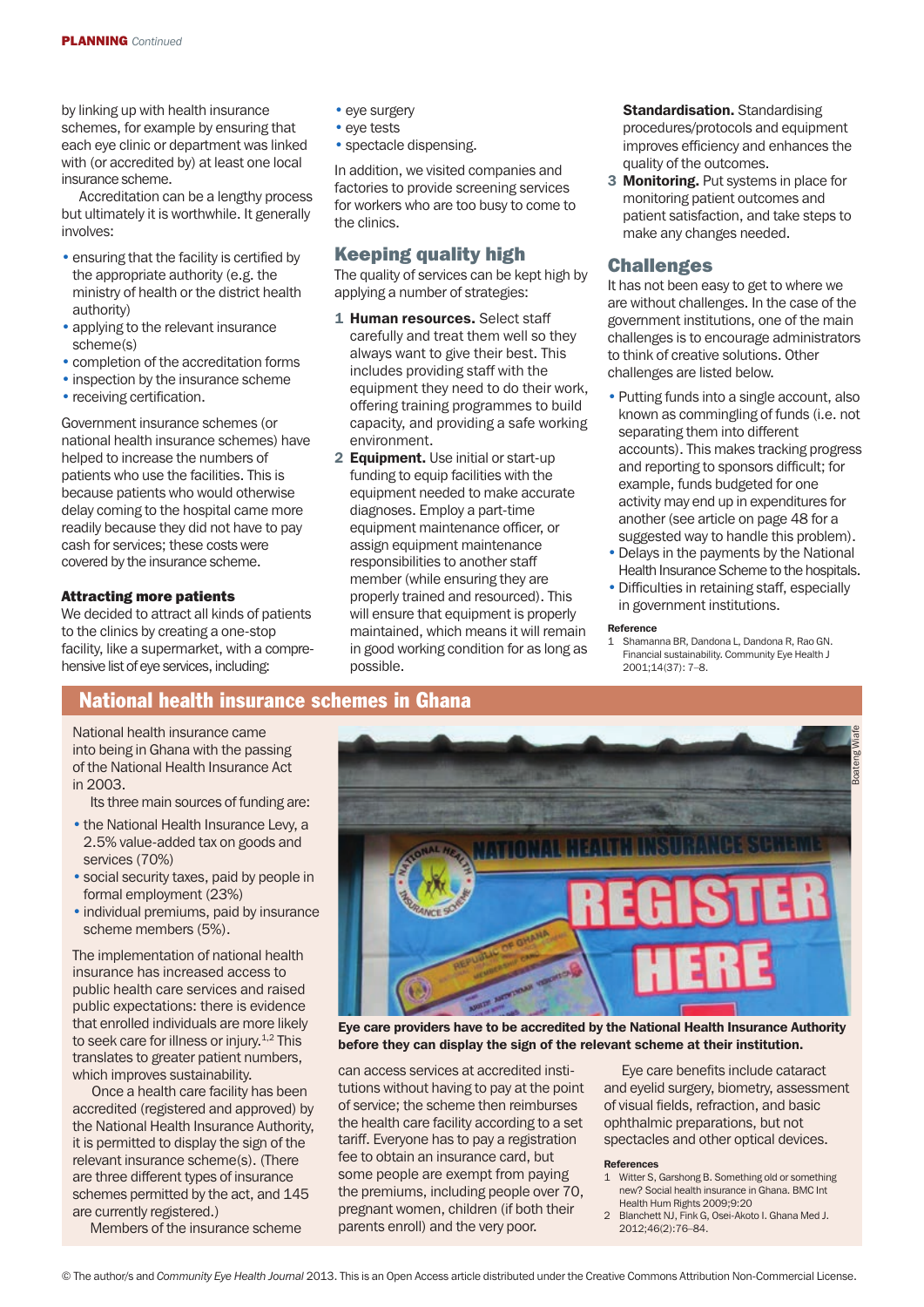by linking up with health insurance schemes, for example by ensuring that each eye clinic or department was linked with (or accredited by) at least one local insurance scheme.

Accreditation can be a lengthy process but ultimately it is worthwhile. It generally involves:

- ensuring that the facility is certified by the appropriate authority (e.g. the ministry of health or the district health authority)
- applying to the relevant insurance scheme(s)
- completion of the accreditation forms
- inspection by the insurance scheme
- receiving certification.

Government insurance schemes (or national health insurance schemes) have helped to increase the numbers of patients who use the facilities. This is because patients who would otherwise delay coming to the hospital came more readily because they did not have to pay cash for services; these costs were covered by the insurance scheme.

### Attracting more patients

We decided to attract all kinds of patients to the clinics by creating a one-stop facility, like a supermarket, with a comprehensive list of eye services, including:

- eye surgery
- eye tests
- spectacle dispensing.

In addition, we visited companies and factories to provide screening services for workers who are too busy to come to the clinics.

## Keeping quality high

The quality of services can be kept high by applying a number of strategies:

1. **Human resources.** Select staff carefully and treat them well so they always want to give their best. This includes providing staff with the equipment they need to do their work, offering training programmes to build capacity, and providing a safe working environment.
2. **Equipment.** Use initial or start-up funding to equip facilities with the equipment needed to make accurate diagnoses. Employ a part-time equipment maintenance officer, or assign equipment maintenance responsibilities to another staff member (while ensuring they are properly trained and resourced). This will ensure that equipment is properly maintained, which means it will remain in good working condition for as long as possible.

   **Standardisation.** Standardising procedures/protocols and equipment improves efficiency and enhances the quality of the outcomes.
3. **Monitoring.** Put systems in place for monitoring patient outcomes and patient satisfaction, and take steps to make any changes needed.

## Challenges

It has not been easy to get to where we are without challenges. In the case of the government institutions, one of the main challenges is to encourage administrators to think of creative solutions. Other challenges are listed below.

- Putting funds into a single account, also known as commingling of funds (i.e. not separating them into different accounts). This makes tracking progress and reporting to sponsors difficult; for example, funds budgeted for one activity may end up in expenditures for another (see article on page 48 for a suggested way to handle this problem).
- Delays in the payments by the National Health Insurance Scheme to the hospitals.
- Difficulties in retaining staff, especially in government institutions.

**Reference**

1. Shamanna BR, Dandona L, Dandona R, Rao GN. Financial sustainability. Community Eye Health J 2001;14(37): 7–8.

## National health insurance schemes in Ghana

National health insurance came into being in Ghana with the passing of the National Health Insurance Act in 2003.

Its three main sources of funding are:

- the National Health Insurance Levy, a 2.5% value-added tax on goods and services (70%)
- social security taxes, paid by people in formal employment (23%)
- individual premiums, paid by insurance scheme members (5%).

The implementation of national health insurance has increased access to public health care services and raised public expectations: there is evidence that enrolled individuals are more likely to seek care for illness or injury.[1,2] This translates to greater patient numbers, which improves sustainability.

Once a health care facility has been accredited (registered and approved) by the National Health Insurance Authority, it is permitted to display the sign of the relevant insurance scheme(s). (There are three different types of insurance schemes permitted by the act, and 145 are currently registered.)

Members of the insurance scheme can access services at accredited institutions without having to pay at the point of service; the scheme then reimburses the health care facility according to a set tariff. Everyone has to pay a registration fee to obtain an insurance card, but some people are exempt from paying the premiums, including people over 70, pregnant women, children (if both their parents enroll) and the very poor.

Boateng Wiafe

**Eye care providers have to be accredited by the National Health Insurance Authority before they can display the sign of the relevant scheme at their institution.**

Eye care benefits include cataract and eyelid surgery, biometry, assessment of visual fields, refraction, and basic ophthalmic preparations, but not spectacles and other optical devices.

**References**

1. Witter S, Garshong B. Something old or something new? Social health insurance in Ghana. BMC Int Health Hum Rights 2009;9:20
2. Blanchett NJ, Fink G, Osei-Akoto I. Ghana Med J. 2012;46(2):76–84.

© The author/s and *Community Eye Health Journal* 2013. This is an Open Access article distributed under the Creative Commons Attribution Non-Commercial License.